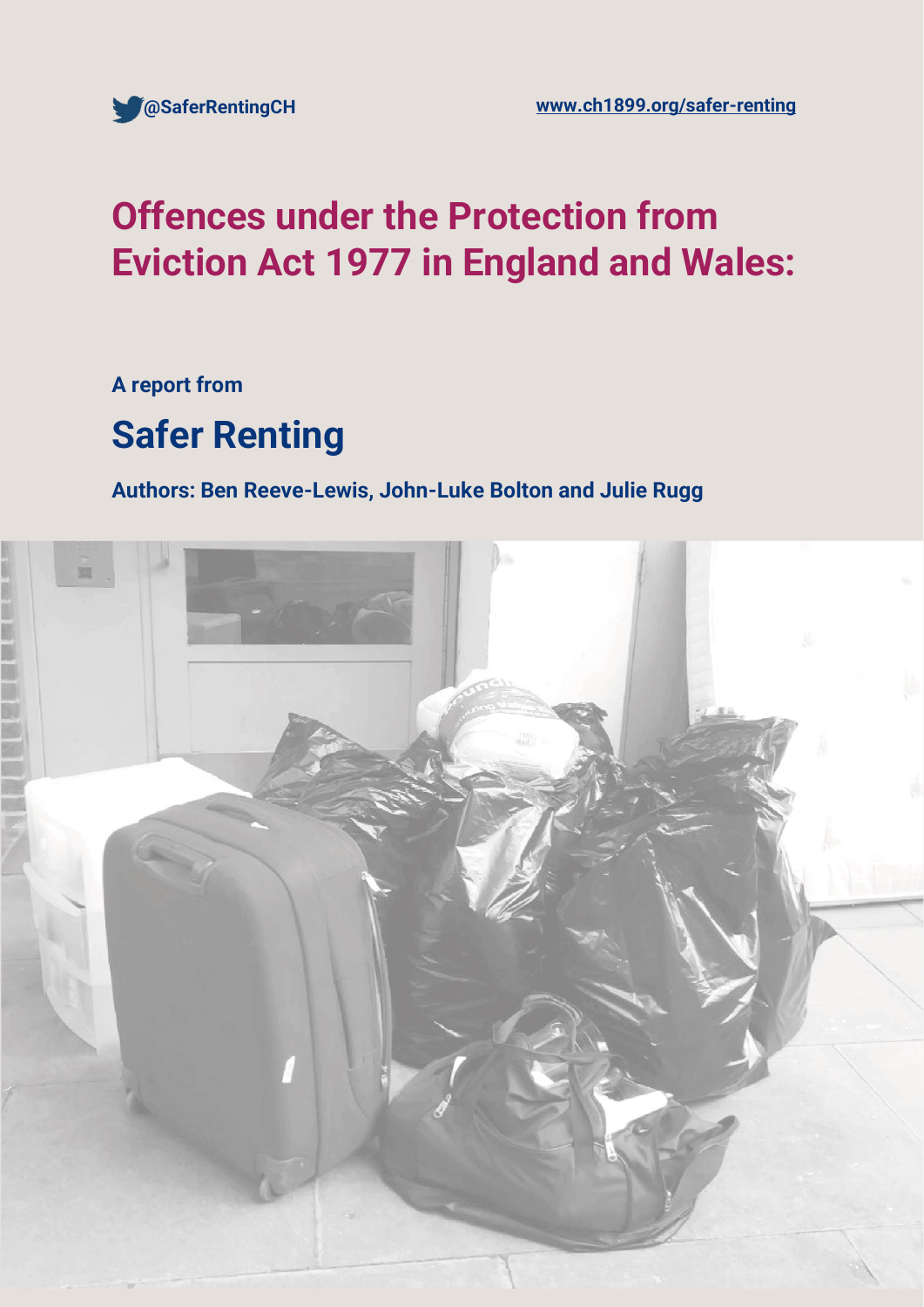@SaferRentingCH

www.ch1899.org/safer-renting

# Offences under the Protection from Eviction Act 1977 in England and Wales:

**A report from**

## Safer Renting

**Authors: Ben Reeve-Lewis, John-Luke Bolton and Julie Rugg**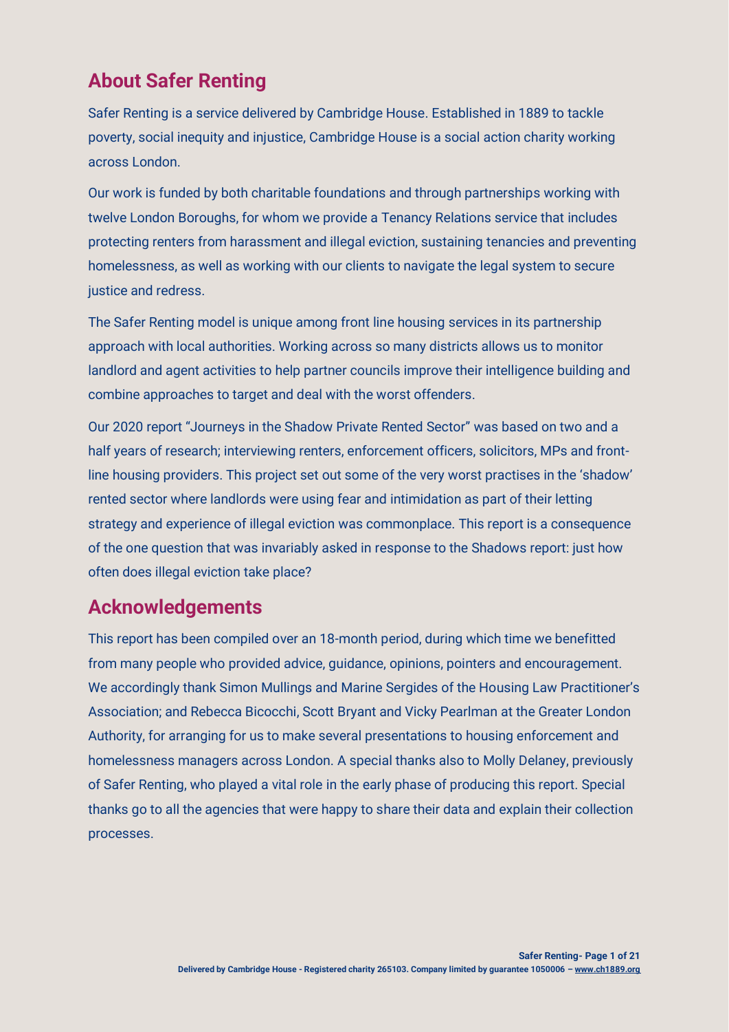## About Safer Renting

Safer Renting is a service delivered by Cambridge House. Established in 1889 to tackle poverty, social inequity and injustice, Cambridge House is a social action charity working across London.

Our work is funded by both charitable foundations and through partnerships working with twelve London Boroughs, for whom we provide a Tenancy Relations service that includes protecting renters from harassment and illegal eviction, sustaining tenancies and preventing homelessness, as well as working with our clients to navigate the legal system to secure justice and redress.

The Safer Renting model is unique among front line housing services in its partnership approach with local authorities. Working across so many districts allows us to monitor landlord and agent activities to help partner councils improve their intelligence building and combine approaches to target and deal with the worst offenders.

Our 2020 report "Journeys in the Shadow Private Rented Sector" was based on two and a half years of research; interviewing renters, enforcement officers, solicitors, MPs and front-line housing providers. This project set out some of the very worst practises in the 'shadow' rented sector where landlords were using fear and intimidation as part of their letting strategy and experience of illegal eviction was commonplace. This report is a consequence of the one question that was invariably asked in response to the Shadows report: just how often does illegal eviction take place?

## Acknowledgements

This report has been compiled over an 18-month period, during which time we benefitted from many people who provided advice, guidance, opinions, pointers and encouragement. We accordingly thank Simon Mullings and Marine Sergides of the Housing Law Practitioner's Association; and Rebecca Bicocchi, Scott Bryant and Vicky Pearlman at the Greater London Authority, for arranging for us to make several presentations to housing enforcement and homelessness managers across London. A special thanks also to Molly Delaney, previously of Safer Renting, who played a vital role in the early phase of producing this report. Special thanks go to all the agencies that were happy to share their data and explain their collection processes.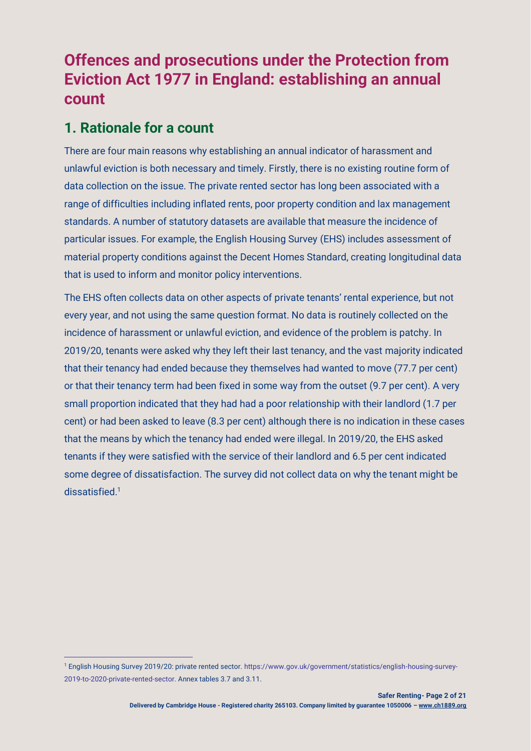# Offences and prosecutions under the Protection from Eviction Act 1977 in England: establishing an annual count

## 1. Rationale for a count

There are four main reasons why establishing an annual indicator of harassment and unlawful eviction is both necessary and timely. Firstly, there is no existing routine form of data collection on the issue. The private rented sector has long been associated with a range of difficulties including inflated rents, poor property condition and lax management standards. A number of statutory datasets are available that measure the incidence of particular issues. For example, the English Housing Survey (EHS) includes assessment of material property conditions against the Decent Homes Standard, creating longitudinal data that is used to inform and monitor policy interventions.

The EHS often collects data on other aspects of private tenants' rental experience, but not every year, and not using the same question format. No data is routinely collected on the incidence of harassment or unlawful eviction, and evidence of the problem is patchy. In 2019/20, tenants were asked why they left their last tenancy, and the vast majority indicated that their tenancy had ended because they themselves had wanted to move (77.7 per cent) or that their tenancy term had been fixed in some way from the outset (9.7 per cent). A very small proportion indicated that they had had a poor relationship with their landlord (1.7 per cent) or had been asked to leave (8.3 per cent) although there is no indication in these cases that the means by which the tenancy had ended were illegal. In 2019/20, the EHS asked tenants if they were satisfied with the service of their landlord and 6.5 per cent indicated some degree of dissatisfaction. The survey did not collect data on why the tenant might be dissatisfied.[1]

[1] English Housing Survey 2019/20: private rented sector. https://www.gov.uk/government/statistics/english-housing-survey-2019-to-2020-private-rented-sector. Annex tables 3.7 and 3.11.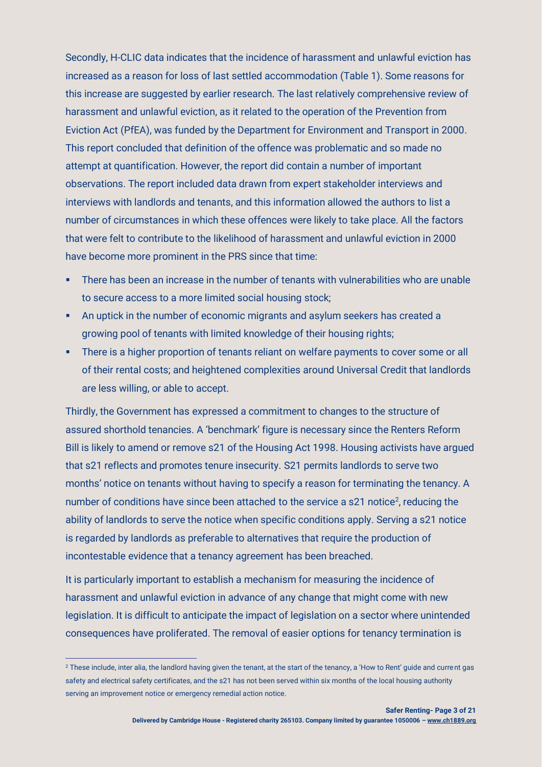Secondly, H-CLIC data indicates that the incidence of harassment and unlawful eviction has increased as a reason for loss of last settled accommodation (Table 1). Some reasons for this increase are suggested by earlier research. The last relatively comprehensive review of harassment and unlawful eviction, as it related to the operation of the Prevention from Eviction Act (PfEA), was funded by the Department for Environment and Transport in 2000. This report concluded that definition of the offence was problematic and so made no attempt at quantification. However, the report did contain a number of important observations. The report included data drawn from expert stakeholder interviews and interviews with landlords and tenants, and this information allowed the authors to list a number of circumstances in which these offences were likely to take place. All the factors that were felt to contribute to the likelihood of harassment and unlawful eviction in 2000 have become more prominent in the PRS since that time:

- There has been an increase in the number of tenants with vulnerabilities who are unable to secure access to a more limited social housing stock;
- An uptick in the number of economic migrants and asylum seekers has created a growing pool of tenants with limited knowledge of their housing rights;
- There is a higher proportion of tenants reliant on welfare payments to cover some or all of their rental costs; and heightened complexities around Universal Credit that landlords are less willing, or able to accept.

Thirdly, the Government has expressed a commitment to changes to the structure of assured shorthold tenancies. A 'benchmark' figure is necessary since the Renters Reform Bill is likely to amend or remove s21 of the Housing Act 1998. Housing activists have argued that s21 reflects and promotes tenure insecurity. S21 permits landlords to serve two months' notice on tenants without having to specify a reason for terminating the tenancy. A number of conditions have since been attached to the service a s21 notice[2], reducing the ability of landlords to serve the notice when specific conditions apply. Serving a s21 notice is regarded by landlords as preferable to alternatives that require the production of incontestable evidence that a tenancy agreement has been breached.

It is particularly important to establish a mechanism for measuring the incidence of harassment and unlawful eviction in advance of any change that might come with new legislation. It is difficult to anticipate the impact of legislation on a sector where unintended consequences have proliferated. The removal of easier options for tenancy termination is

[2] These include, inter alia, the landlord having given the tenant, at the start of the tenancy, a 'How to Rent' guide and current gas safety and electrical safety certificates, and the s21 has not been served within six months of the local housing authority serving an improvement notice or emergency remedial action notice.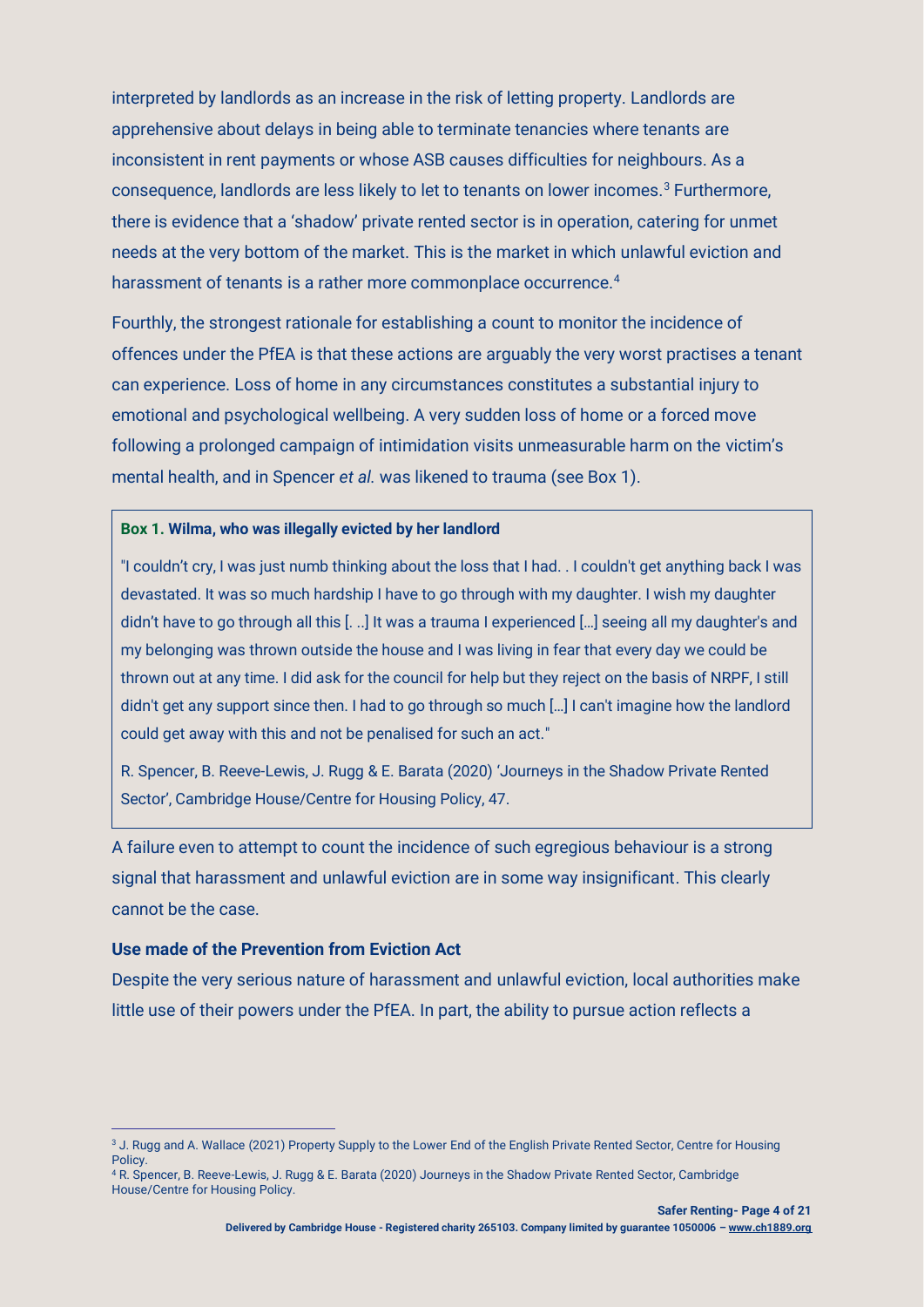interpreted by landlords as an increase in the risk of letting property. Landlords are apprehensive about delays in being able to terminate tenancies where tenants are inconsistent in rent payments or whose ASB causes difficulties for neighbours. As a consequence, landlords are less likely to let to tenants on lower incomes.[3] Furthermore, there is evidence that a 'shadow' private rented sector is in operation, catering for unmet needs at the very bottom of the market. This is the market in which unlawful eviction and harassment of tenants is a rather more commonplace occurrence.[4]

Fourthly, the strongest rationale for establishing a count to monitor the incidence of offences under the PfEA is that these actions are arguably the very worst practises a tenant can experience. Loss of home in any circumstances constitutes a substantial injury to emotional and psychological wellbeing. A very sudden loss of home or a forced move following a prolonged campaign of intimidation visits unmeasurable harm on the victim's mental health, and in Spencer *et al.* was likened to trauma (see Box 1).

> **Box 1. Wilma, who was illegally evicted by her landlord**
>
> "I couldn't cry, I was just numb thinking about the loss that I had. . I couldn't get anything back I was devastated. It was so much hardship I have to go through with my daughter. I wish my daughter didn't have to go through all this [. ..] It was a trauma I experienced […] seeing all my daughter's and my belonging was thrown outside the house and I was living in fear that every day we could be thrown out at any time. I did ask for the council for help but they reject on the basis of NRPF, I still didn't get any support since then. I had to go through so much […] I can't imagine how the landlord could get away with this and not be penalised for such an act."
>
> R. Spencer, B. Reeve-Lewis, J. Rugg & E. Barata (2020) 'Journeys in the Shadow Private Rented Sector', Cambridge House/Centre for Housing Policy, 47.

A failure even to attempt to count the incidence of such egregious behaviour is a strong signal that harassment and unlawful eviction are in some way insignificant. This clearly cannot be the case.

### Use made of the Prevention from Eviction Act

Despite the very serious nature of harassment and unlawful eviction, local authorities make little use of their powers under the PfEA. In part, the ability to pursue action reflects a

[3] J. Rugg and A. Wallace (2021) Property Supply to the Lower End of the English Private Rented Sector, Centre for Housing Policy.

[4] R. Spencer, B. Reeve-Lewis, J. Rugg & E. Barata (2020) Journeys in the Shadow Private Rented Sector, Cambridge House/Centre for Housing Policy.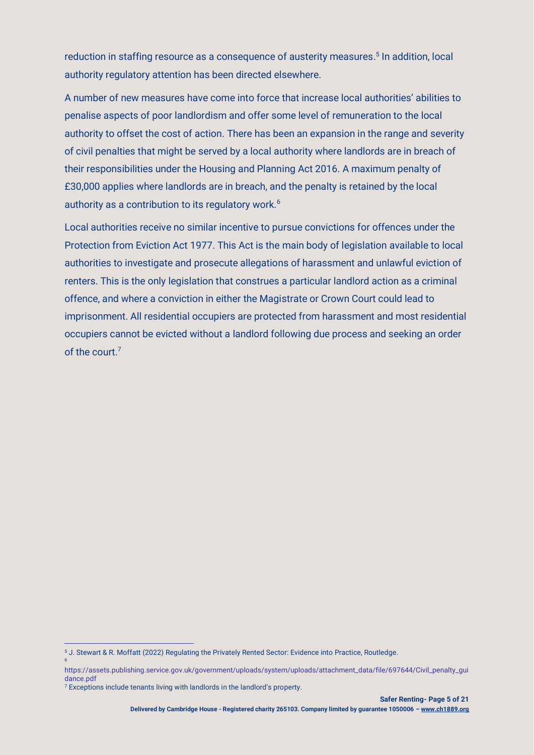reduction in staffing resource as a consequence of austerity measures.[5] In addition, local authority regulatory attention has been directed elsewhere.

A number of new measures have come into force that increase local authorities' abilities to penalise aspects of poor landlordism and offer some level of remuneration to the local authority to offset the cost of action. There has been an expansion in the range and severity of civil penalties that might be served by a local authority where landlords are in breach of their responsibilities under the Housing and Planning Act 2016. A maximum penalty of £30,000 applies where landlords are in breach, and the penalty is retained by the local authority as a contribution to its regulatory work.[6]

Local authorities receive no similar incentive to pursue convictions for offences under the Protection from Eviction Act 1977. This Act is the main body of legislation available to local authorities to investigate and prosecute allegations of harassment and unlawful eviction of renters. This is the only legislation that construes a particular landlord action as a criminal offence, and where a conviction in either the Magistrate or Crown Court could lead to imprisonment. All residential occupiers are protected from harassment and most residential occupiers cannot be evicted without a landlord following due process and seeking an order of the court.[7]

---

[5] J. Stewart & R. Moffatt (2022) Regulating the Privately Rented Sector: Evidence into Practice, Routledge.

[6] https://assets.publishing.service.gov.uk/government/uploads/system/uploads/attachment_data/file/697644/Civil_penalty_guidance.pdf

[7] Exceptions include tenants living with landlords in the landlord's property.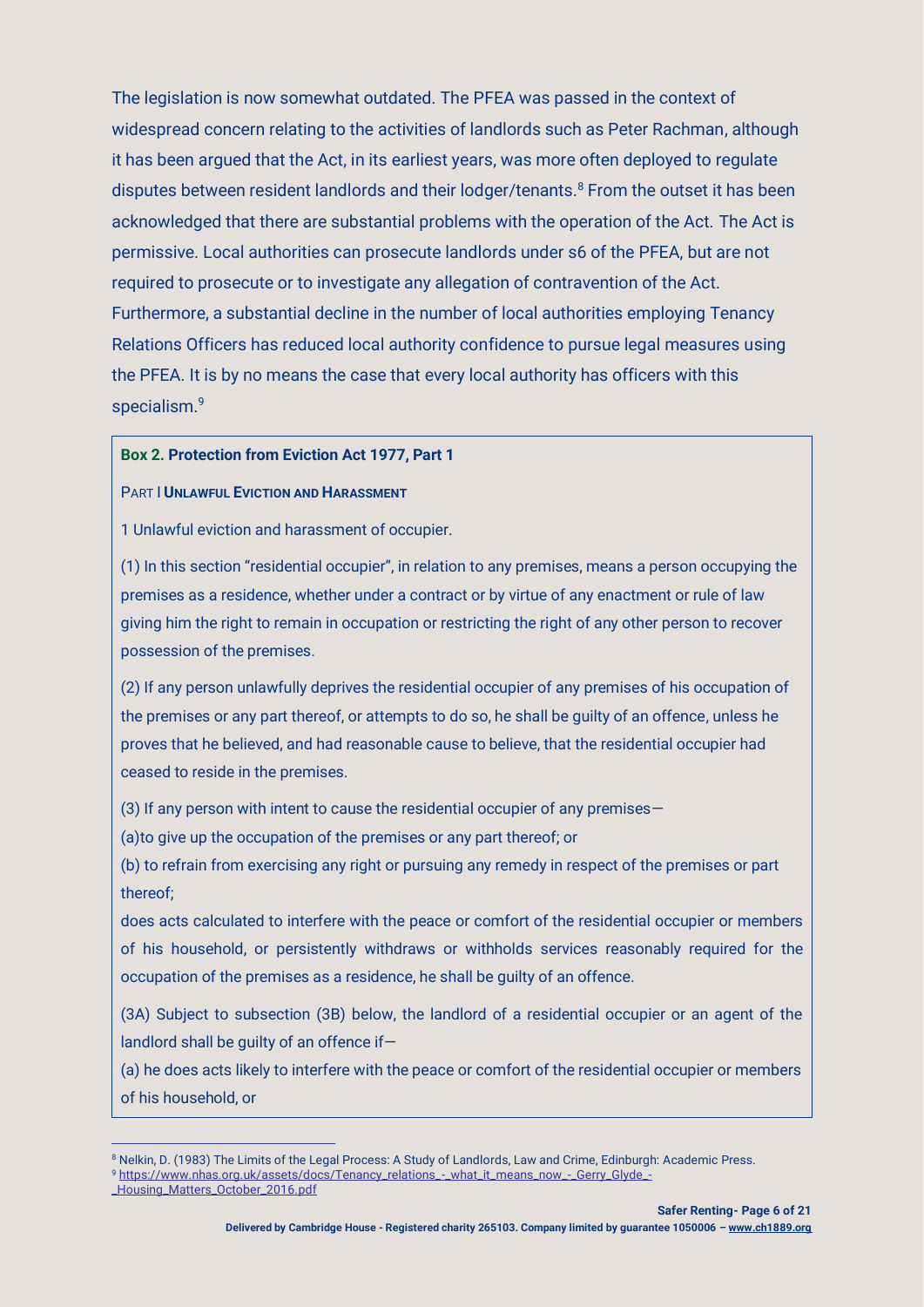The legislation is now somewhat outdated. The PFEA was passed in the context of widespread concern relating to the activities of landlords such as Peter Rachman, although it has been argued that the Act, in its earliest years, was more often deployed to regulate disputes between resident landlords and their lodger/tenants.[8] From the outset it has been acknowledged that there are substantial problems with the operation of the Act. The Act is permissive. Local authorities can prosecute landlords under s6 of the PFEA, but are not required to prosecute or to investigate any allegation of contravention of the Act. Furthermore, a substantial decline in the number of local authorities employing Tenancy Relations Officers has reduced local authority confidence to pursue legal measures using the PFEA. It is by no means the case that every local authority has officers with this specialism.[9]

**Box 2. Protection from Eviction Act 1977, Part 1**

PART I **UNLAWFUL EVICTION AND HARASSMENT**

1 Unlawful eviction and harassment of occupier.

(1) In this section "residential occupier", in relation to any premises, means a person occupying the premises as a residence, whether under a contract or by virtue of any enactment or rule of law giving him the right to remain in occupation or restricting the right of any other person to recover possession of the premises.

(2) If any person unlawfully deprives the residential occupier of any premises of his occupation of the premises or any part thereof, or attempts to do so, he shall be guilty of an offence, unless he proves that he believed, and had reasonable cause to believe, that the residential occupier had ceased to reside in the premises.

(3) If any person with intent to cause the residential occupier of any premises—

(a)to give up the occupation of the premises or any part thereof; or

(b) to refrain from exercising any right or pursuing any remedy in respect of the premises or part thereof;

does acts calculated to interfere with the peace or comfort of the residential occupier or members of his household, or persistently withdraws or withholds services reasonably required for the occupation of the premises as a residence, he shall be guilty of an offence.

(3A) Subject to subsection (3B) below, the landlord of a residential occupier or an agent of the landlord shall be guilty of an offence if—

(a) he does acts likely to interfere with the peace or comfort of the residential occupier or members of his household, or

---

[8] Nelkin, D. (1983) The Limits of the Legal Process: A Study of Landlords, Law and Crime, Edinburgh: Academic Press.

[9] https://www.nhas.org.uk/assets/docs/Tenancy_relations_-_what_it_means_now_-_Gerry_Glyde_-_Housing_Matters_October_2016.pdf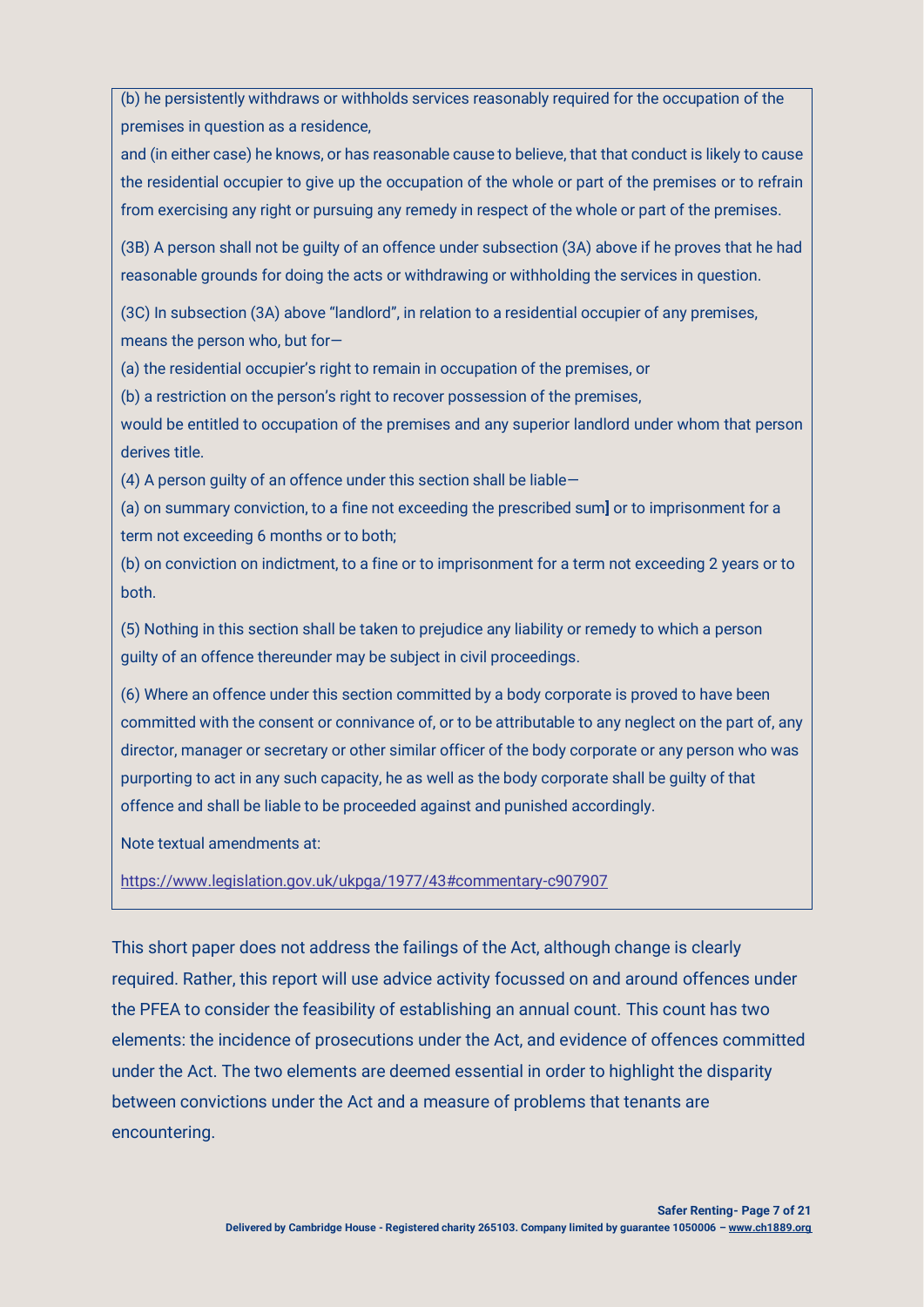(b) he persistently withdraws or withholds services reasonably required for the occupation of the premises in question as a residence,

and (in either case) he knows, or has reasonable cause to believe, that that conduct is likely to cause the residential occupier to give up the occupation of the whole or part of the premises or to refrain from exercising any right or pursuing any remedy in respect of the whole or part of the premises.

(3B) A person shall not be guilty of an offence under subsection (3A) above if he proves that he had reasonable grounds for doing the acts or withdrawing or withholding the services in question.

(3C) In subsection (3A) above "landlord", in relation to a residential occupier of any premises, means the person who, but for—

(a) the residential occupier's right to remain in occupation of the premises, or

(b) a restriction on the person's right to recover possession of the premises,

would be entitled to occupation of the premises and any superior landlord under whom that person derives title.

(4) A person guilty of an offence under this section shall be liable—

(a) on summary conviction, to a fine not exceeding the prescribed sum] or to imprisonment for a term not exceeding 6 months or to both;

(b) on conviction on indictment, to a fine or to imprisonment for a term not exceeding 2 years or to both.

(5) Nothing in this section shall be taken to prejudice any liability or remedy to which a person guilty of an offence thereunder may be subject in civil proceedings.

(6) Where an offence under this section committed by a body corporate is proved to have been committed with the consent or connivance of, or to be attributable to any neglect on the part of, any director, manager or secretary or other similar officer of the body corporate or any person who was purporting to act in any such capacity, he as well as the body corporate shall be guilty of that offence and shall be liable to be proceeded against and punished accordingly.

Note textual amendments at:

https://www.legislation.gov.uk/ukpga/1977/43#commentary-c907907

This short paper does not address the failings of the Act, although change is clearly required. Rather, this report will use advice activity focussed on and around offences under the PFEA to consider the feasibility of establishing an annual count. This count has two elements: the incidence of prosecutions under the Act, and evidence of offences committed under the Act. The two elements are deemed essential in order to highlight the disparity between convictions under the Act and a measure of problems that tenants are encountering.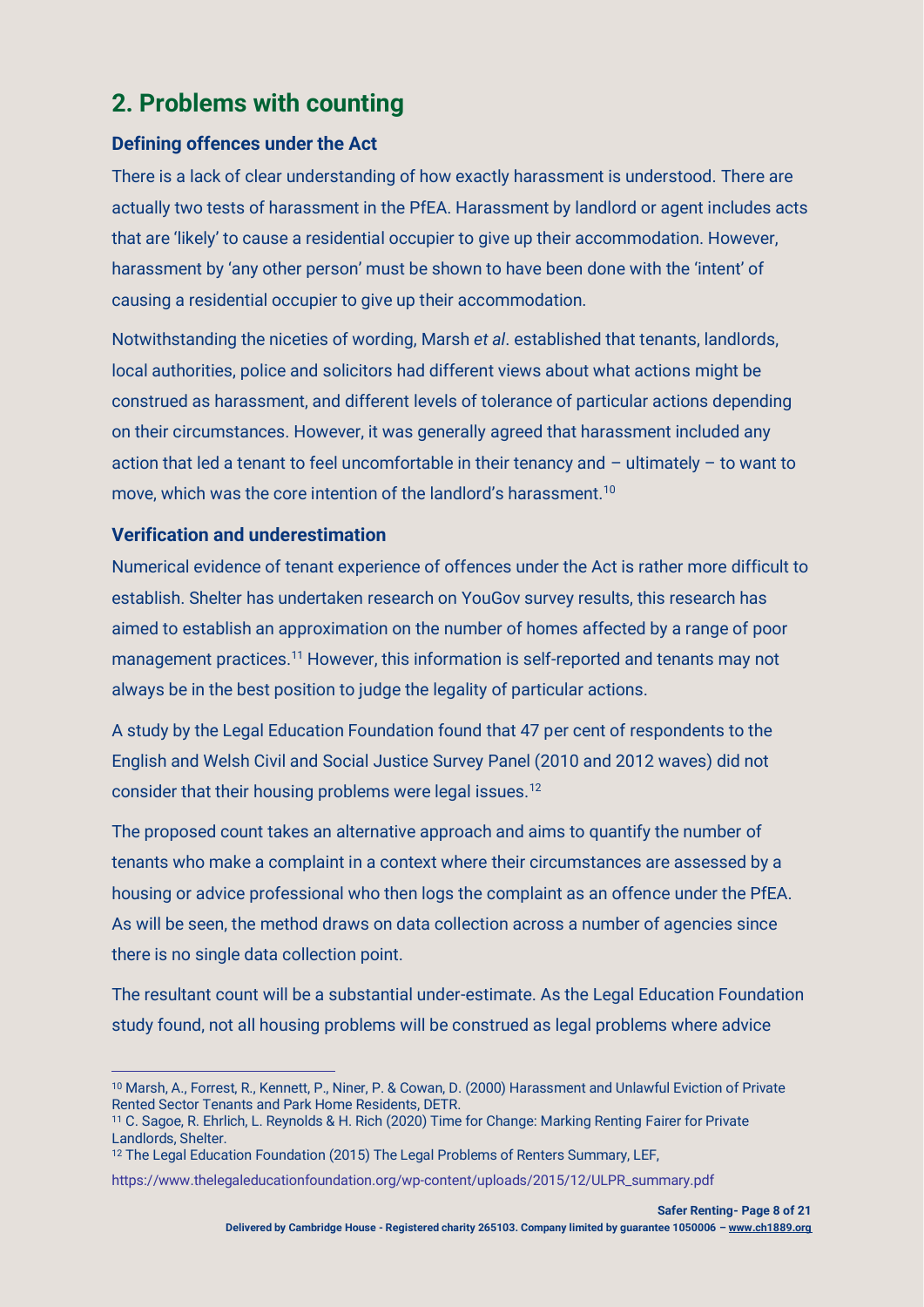## 2. Problems with counting

### Defining offences under the Act

There is a lack of clear understanding of how exactly harassment is understood. There are actually two tests of harassment in the PfEA. Harassment by landlord or agent includes acts that are 'likely' to cause a residential occupier to give up their accommodation. However, harassment by 'any other person' must be shown to have been done with the 'intent' of causing a residential occupier to give up their accommodation.

Notwithstanding the niceties of wording, Marsh *et al*. established that tenants, landlords, local authorities, police and solicitors had different views about what actions might be construed as harassment, and different levels of tolerance of particular actions depending on their circumstances. However, it was generally agreed that harassment included any action that led a tenant to feel uncomfortable in their tenancy and – ultimately – to want to move, which was the core intention of the landlord's harassment.[10]

### Verification and underestimation

Numerical evidence of tenant experience of offences under the Act is rather more difficult to establish. Shelter has undertaken research on YouGov survey results, this research has aimed to establish an approximation on the number of homes affected by a range of poor management practices.[11] However, this information is self-reported and tenants may not always be in the best position to judge the legality of particular actions.

A study by the Legal Education Foundation found that 47 per cent of respondents to the English and Welsh Civil and Social Justice Survey Panel (2010 and 2012 waves) did not consider that their housing problems were legal issues.[12]

The proposed count takes an alternative approach and aims to quantify the number of tenants who make a complaint in a context where their circumstances are assessed by a housing or advice professional who then logs the complaint as an offence under the PfEA. As will be seen, the method draws on data collection across a number of agencies since there is no single data collection point.

The resultant count will be a substantial under-estimate. As the Legal Education Foundation study found, not all housing problems will be construed as legal problems where advice

---

[10] Marsh, A., Forrest, R., Kennett, P., Niner, P. & Cowan, D. (2000) Harassment and Unlawful Eviction of Private Rented Sector Tenants and Park Home Residents, DETR.

[11] C. Sagoe, R. Ehrlich, L. Reynolds & H. Rich (2020) Time for Change: Marking Renting Fairer for Private Landlords, Shelter.

[12] The Legal Education Foundation (2015) The Legal Problems of Renters Summary, LEF, https://www.thelegaleducationfoundation.org/wp-content/uploads/2015/12/ULPR_summary.pdf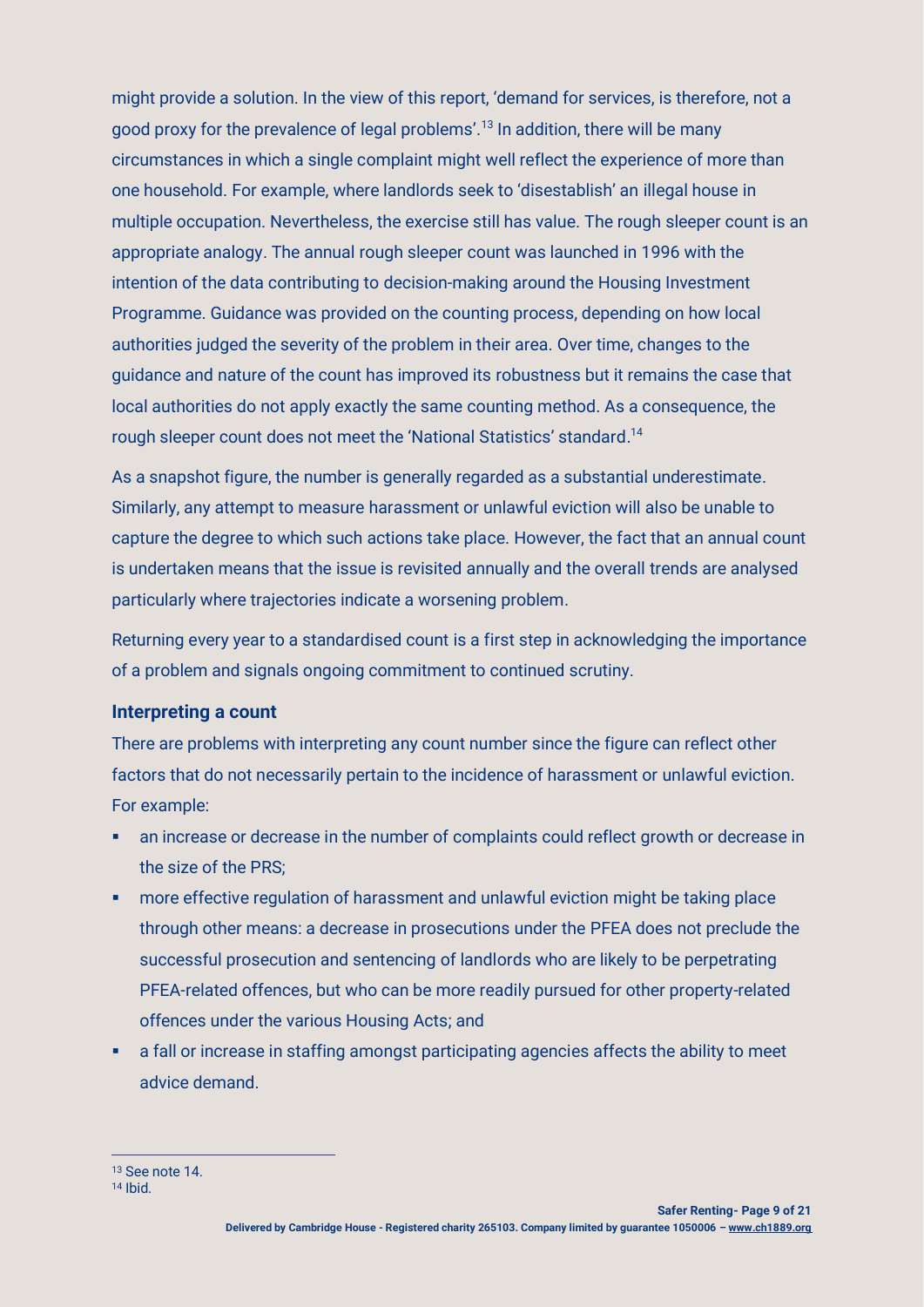might provide a solution. In the view of this report, 'demand for services, is therefore, not a good proxy for the prevalence of legal problems'.[13] In addition, there will be many circumstances in which a single complaint might well reflect the experience of more than one household. For example, where landlords seek to 'disestablish' an illegal house in multiple occupation. Nevertheless, the exercise still has value. The rough sleeper count is an appropriate analogy. The annual rough sleeper count was launched in 1996 with the intention of the data contributing to decision-making around the Housing Investment Programme. Guidance was provided on the counting process, depending on how local authorities judged the severity of the problem in their area. Over time, changes to the guidance and nature of the count has improved its robustness but it remains the case that local authorities do not apply exactly the same counting method. As a consequence, the rough sleeper count does not meet the 'National Statistics' standard.[14]

As a snapshot figure, the number is generally regarded as a substantial underestimate. Similarly, any attempt to measure harassment or unlawful eviction will also be unable to capture the degree to which such actions take place. However, the fact that an annual count is undertaken means that the issue is revisited annually and the overall trends are analysed particularly where trajectories indicate a worsening problem.

Returning every year to a standardised count is a first step in acknowledging the importance of a problem and signals ongoing commitment to continued scrutiny.

### Interpreting a count

There are problems with interpreting any count number since the figure can reflect other factors that do not necessarily pertain to the incidence of harassment or unlawful eviction. For example:

- an increase or decrease in the number of complaints could reflect growth or decrease in the size of the PRS;
- more effective regulation of harassment and unlawful eviction might be taking place through other means: a decrease in prosecutions under the PFEA does not preclude the successful prosecution and sentencing of landlords who are likely to be perpetrating PFEA-related offences, but who can be more readily pursued for other property-related offences under the various Housing Acts; and
- a fall or increase in staffing amongst participating agencies affects the ability to meet advice demand.

---

[13] See note 14.

[14] Ibid.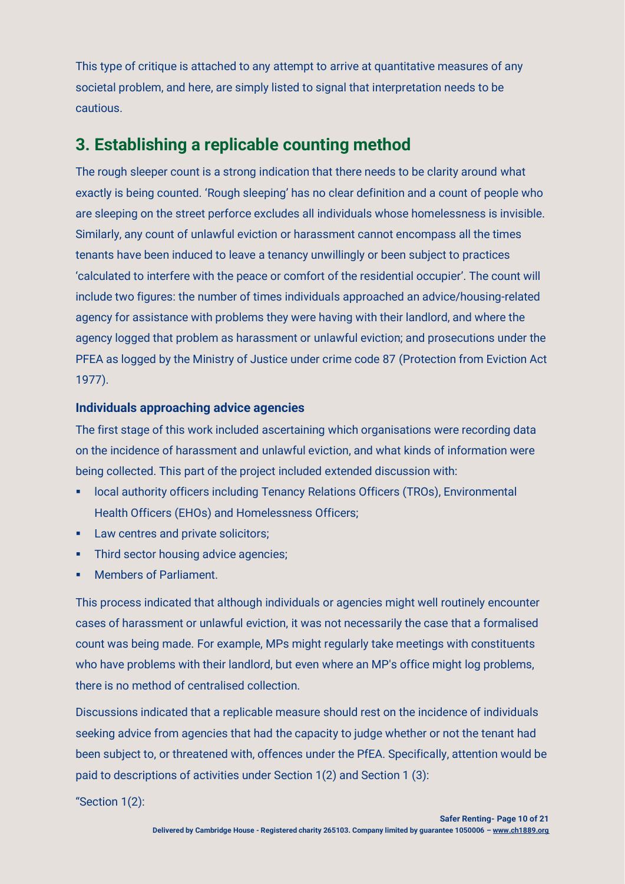This type of critique is attached to any attempt to arrive at quantitative measures of any societal problem, and here, are simply listed to signal that interpretation needs to be cautious.

## 3. Establishing a replicable counting method

The rough sleeper count is a strong indication that there needs to be clarity around what exactly is being counted. 'Rough sleeping' has no clear definition and a count of people who are sleeping on the street perforce excludes all individuals whose homelessness is invisible. Similarly, any count of unlawful eviction or harassment cannot encompass all the times tenants have been induced to leave a tenancy unwillingly or been subject to practices 'calculated to interfere with the peace or comfort of the residential occupier'. The count will include two figures: the number of times individuals approached an advice/housing-related agency for assistance with problems they were having with their landlord, and where the agency logged that problem as harassment or unlawful eviction; and prosecutions under the PFEA as logged by the Ministry of Justice under crime code 87 (Protection from Eviction Act 1977).

### Individuals approaching advice agencies

The first stage of this work included ascertaining which organisations were recording data on the incidence of harassment and unlawful eviction, and what kinds of information were being collected. This part of the project included extended discussion with:

- local authority officers including Tenancy Relations Officers (TROs), Environmental Health Officers (EHOs) and Homelessness Officers;
- Law centres and private solicitors;
- Third sector housing advice agencies;
- Members of Parliament.

This process indicated that although individuals or agencies might well routinely encounter cases of harassment or unlawful eviction, it was not necessarily the case that a formalised count was being made. For example, MPs might regularly take meetings with constituents who have problems with their landlord, but even where an MP's office might log problems, there is no method of centralised collection.

Discussions indicated that a replicable measure should rest on the incidence of individuals seeking advice from agencies that had the capacity to judge whether or not the tenant had been subject to, or threatened with, offences under the PfEA. Specifically, attention would be paid to descriptions of activities under Section 1(2) and Section 1 (3):

"Section 1(2):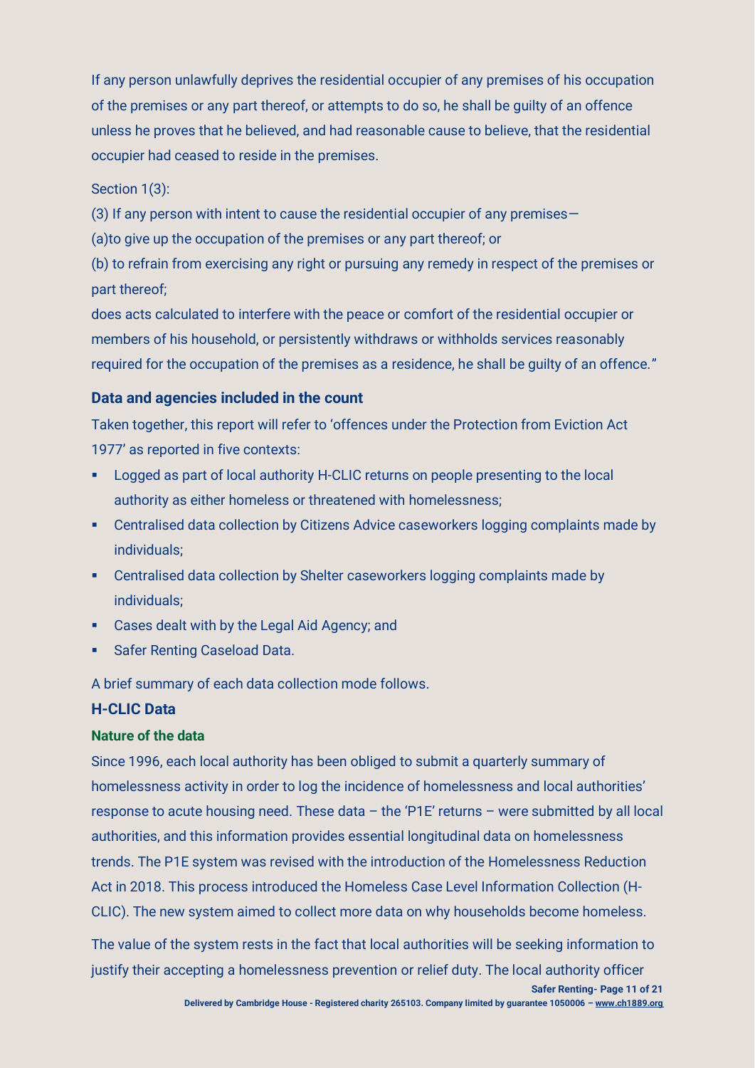If any person unlawfully deprives the residential occupier of any premises of his occupation of the premises or any part thereof, or attempts to do so, he shall be guilty of an offence unless he proves that he believed, and had reasonable cause to believe, that the residential occupier had ceased to reside in the premises.

Section 1(3):

(3) If any person with intent to cause the residential occupier of any premises—

(a)to give up the occupation of the premises or any part thereof; or

(b) to refrain from exercising any right or pursuing any remedy in respect of the premises or part thereof;

does acts calculated to interfere with the peace or comfort of the residential occupier or members of his household, or persistently withdraws or withholds services reasonably required for the occupation of the premises as a residence, he shall be guilty of an offence."

### Data and agencies included in the count

Taken together, this report will refer to 'offences under the Protection from Eviction Act 1977' as reported in five contexts:

- Logged as part of local authority H-CLIC returns on people presenting to the local authority as either homeless or threatened with homelessness;
- Centralised data collection by Citizens Advice caseworkers logging complaints made by individuals;
- Centralised data collection by Shelter caseworkers logging complaints made by individuals;
- Cases dealt with by the Legal Aid Agency; and
- Safer Renting Caseload Data.

A brief summary of each data collection mode follows.

### H-CLIC Data

#### Nature of the data

Since 1996, each local authority has been obliged to submit a quarterly summary of homelessness activity in order to log the incidence of homelessness and local authorities' response to acute housing need. These data – the 'P1E' returns – were submitted by all local authorities, and this information provides essential longitudinal data on homelessness trends. The P1E system was revised with the introduction of the Homelessness Reduction Act in 2018. This process introduced the Homeless Case Level Information Collection (H-CLIC). The new system aimed to collect more data on why households become homeless.

The value of the system rests in the fact that local authorities will be seeking information to justify their accepting a homelessness prevention or relief duty. The local authority officer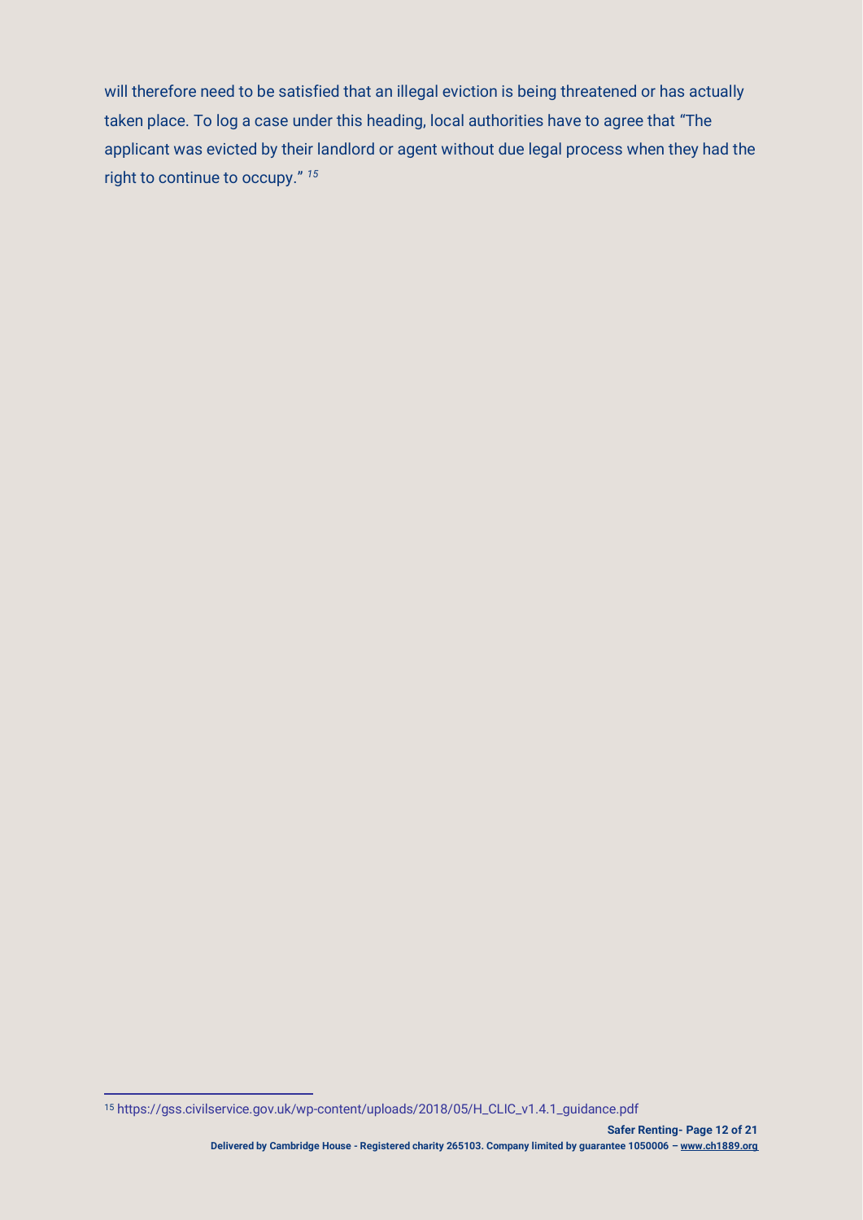will therefore need to be satisfied that an illegal eviction is being threatened or has actually taken place. To log a case under this heading, local authorities have to agree that "The applicant was evicted by their landlord or agent without due legal process when they had the right to continue to occupy." [15]

---

[15] https://gss.civilservice.gov.uk/wp-content/uploads/2018/05/H_CLIC_v1.4.1_guidance.pdf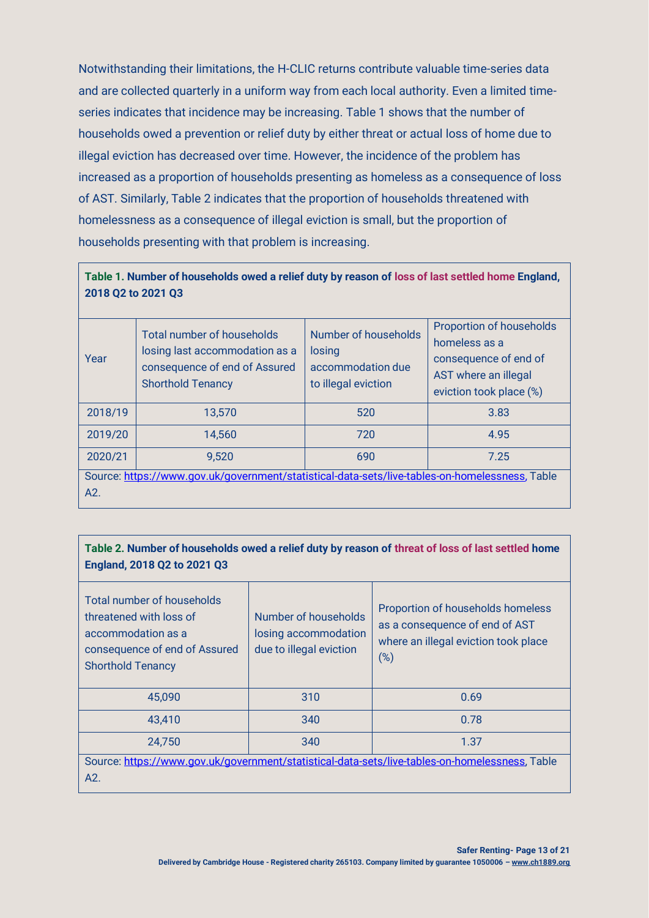Notwithstanding their limitations, the H-CLIC returns contribute valuable time-series data and are collected quarterly in a uniform way from each local authority. Even a limited time-series indicates that incidence may be increasing. Table 1 shows that the number of households owed a prevention or relief duty by either threat or actual loss of home due to illegal eviction has decreased over time. However, the incidence of the problem has increased as a proportion of households presenting as homeless as a consequence of loss of AST. Similarly, Table 2 indicates that the proportion of households threatened with homelessness as a consequence of illegal eviction is small, but the proportion of households presenting with that problem is increasing.

**Table 1. Number of households owed a relief duty by reason of loss of last settled home England, 2018 Q2 to 2021 Q3**

| Year | Total number of households losing last accommodation as a consequence of end of Assured Shorthold Tenancy | Number of households losing accommodation due to illegal eviction | Proportion of households homeless as a consequence of end of AST where an illegal eviction took place (%) |
|---|---|---|---|
| 2018/19 | 13,570 | 520 | 3.83 |
| 2019/20 | 14,560 | 720 | 4.95 |
| 2020/21 | 9,520 | 690 | 7.25 |

Source: https://www.gov.uk/government/statistical-data-sets/live-tables-on-homelessness, Table A2.

**Table 2. Number of households owed a relief duty by reason of threat of loss of last settled home England, 2018 Q2 to 2021 Q3**

| Total number of households threatened with loss of accommodation as a consequence of end of Assured Shorthold Tenancy | Number of households losing accommodation due to illegal eviction | Proportion of households homeless as a consequence of end of AST where an illegal eviction took place (%) |
|---|---|---|
| 45,090 | 310 | 0.69 |
| 43,410 | 340 | 0.78 |
| 24,750 | 340 | 1.37 |

Source: https://www.gov.uk/government/statistical-data-sets/live-tables-on-homelessness, Table A2.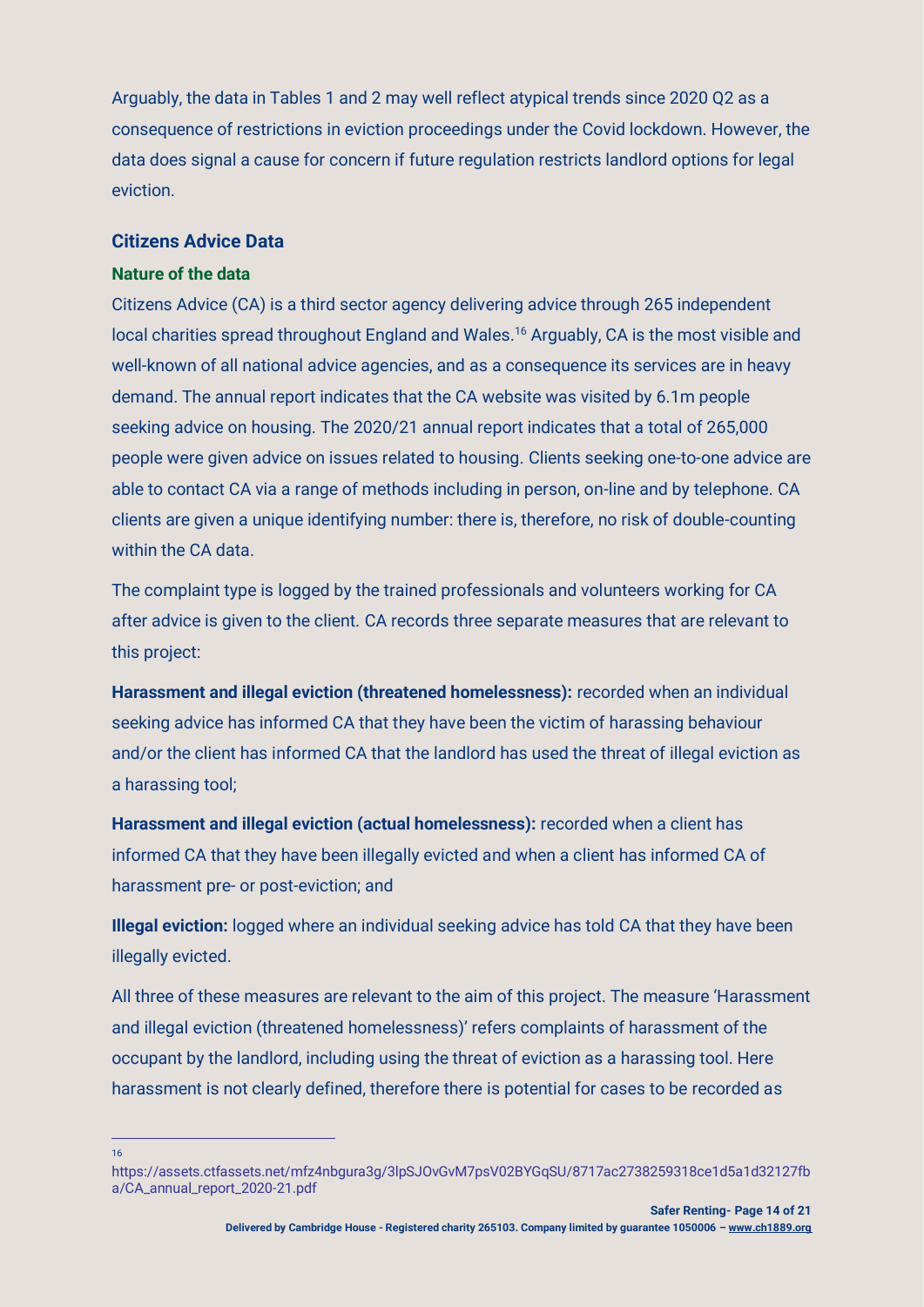Arguably, the data in Tables 1 and 2 may well reflect atypical trends since 2020 Q2 as a consequence of restrictions in eviction proceedings under the Covid lockdown. However, the data does signal a cause for concern if future regulation restricts landlord options for legal eviction.

## Citizens Advice Data

### Nature of the data

Citizens Advice (CA) is a third sector agency delivering advice through 265 independent local charities spread throughout England and Wales.[16] Arguably, CA is the most visible and well-known of all national advice agencies, and as a consequence its services are in heavy demand. The annual report indicates that the CA website was visited by 6.1m people seeking advice on housing. The 2020/21 annual report indicates that a total of 265,000 people were given advice on issues related to housing. Clients seeking one-to-one advice are able to contact CA via a range of methods including in person, on-line and by telephone. CA clients are given a unique identifying number: there is, therefore, no risk of double-counting within the CA data.

The complaint type is logged by the trained professionals and volunteers working for CA after advice is given to the client. CA records three separate measures that are relevant to this project:

**Harassment and illegal eviction (threatened homelessness):** recorded when an individual seeking advice has informed CA that they have been the victim of harassing behaviour and/or the client has informed CA that the landlord has used the threat of illegal eviction as a harassing tool;

**Harassment and illegal eviction (actual homelessness):** recorded when a client has informed CA that they have been illegally evicted and when a client has informed CA of harassment pre- or post-eviction; and

**Illegal eviction:** logged where an individual seeking advice has told CA that they have been illegally evicted.

All three of these measures are relevant to the aim of this project. The measure 'Harassment and illegal eviction (threatened homelessness)' refers complaints of harassment of the occupant by the landlord, including using the threat of eviction as a harassing tool. Here harassment is not clearly defined, therefore there is potential for cases to be recorded as

---

[16] https://assets.ctfassets.net/mfz4nbgura3g/3lpSJOvGvM7psV02BYGqSU/8717ac2738259318ce1d5a1d32127fba/CA_annual_report_2020-21.pdf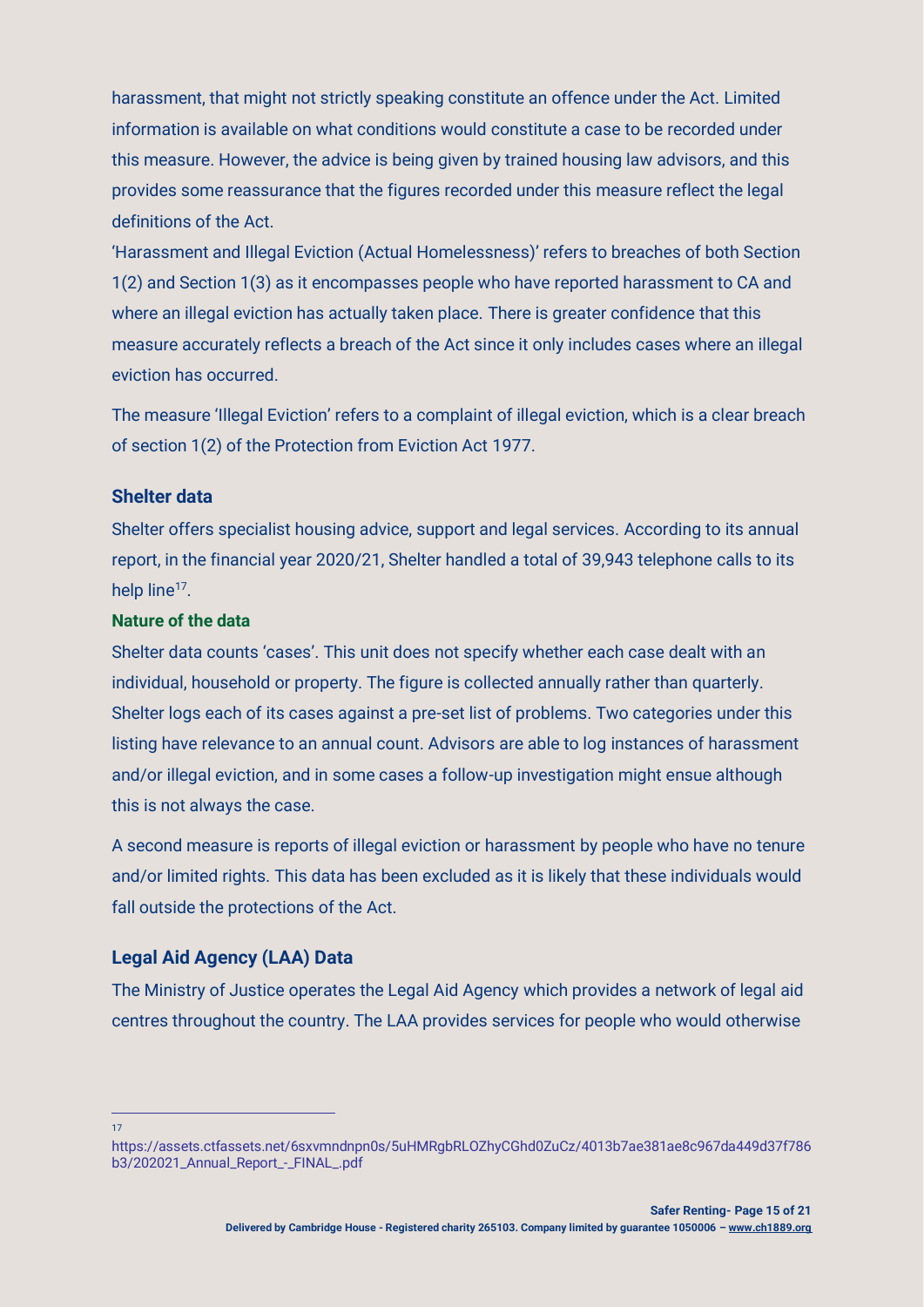harassment, that might not strictly speaking constitute an offence under the Act. Limited information is available on what conditions would constitute a case to be recorded under this measure. However, the advice is being given by trained housing law advisors, and this provides some reassurance that the figures recorded under this measure reflect the legal definitions of the Act.

'Harassment and Illegal Eviction (Actual Homelessness)' refers to breaches of both Section 1(2) and Section 1(3) as it encompasses people who have reported harassment to CA and where an illegal eviction has actually taken place. There is greater confidence that this measure accurately reflects a breach of the Act since it only includes cases where an illegal eviction has occurred.

The measure 'Illegal Eviction' refers to a complaint of illegal eviction, which is a clear breach of section 1(2) of the Protection from Eviction Act 1977.

### Shelter data

Shelter offers specialist housing advice, support and legal services. According to its annual report, in the financial year 2020/21, Shelter handled a total of 39,943 telephone calls to its help line[17].

#### Nature of the data

Shelter data counts 'cases'. This unit does not specify whether each case dealt with an individual, household or property. The figure is collected annually rather than quarterly. Shelter logs each of its cases against a pre-set list of problems. Two categories under this listing have relevance to an annual count. Advisors are able to log instances of harassment and/or illegal eviction, and in some cases a follow-up investigation might ensue although this is not always the case.

A second measure is reports of illegal eviction or harassment by people who have no tenure and/or limited rights. This data has been excluded as it is likely that these individuals would fall outside the protections of the Act.

### Legal Aid Agency (LAA) Data

The Ministry of Justice operates the Legal Aid Agency which provides a network of legal aid centres throughout the country. The LAA provides services for people who would otherwise

---

[17] https://assets.ctfassets.net/6sxvmndnpn0s/5uHMRgbRLOZhyCGhd0ZuCz/4013b7ae381ae8c967da449d37f786b3/202021_Annual_Report_-_FINAL_.pdf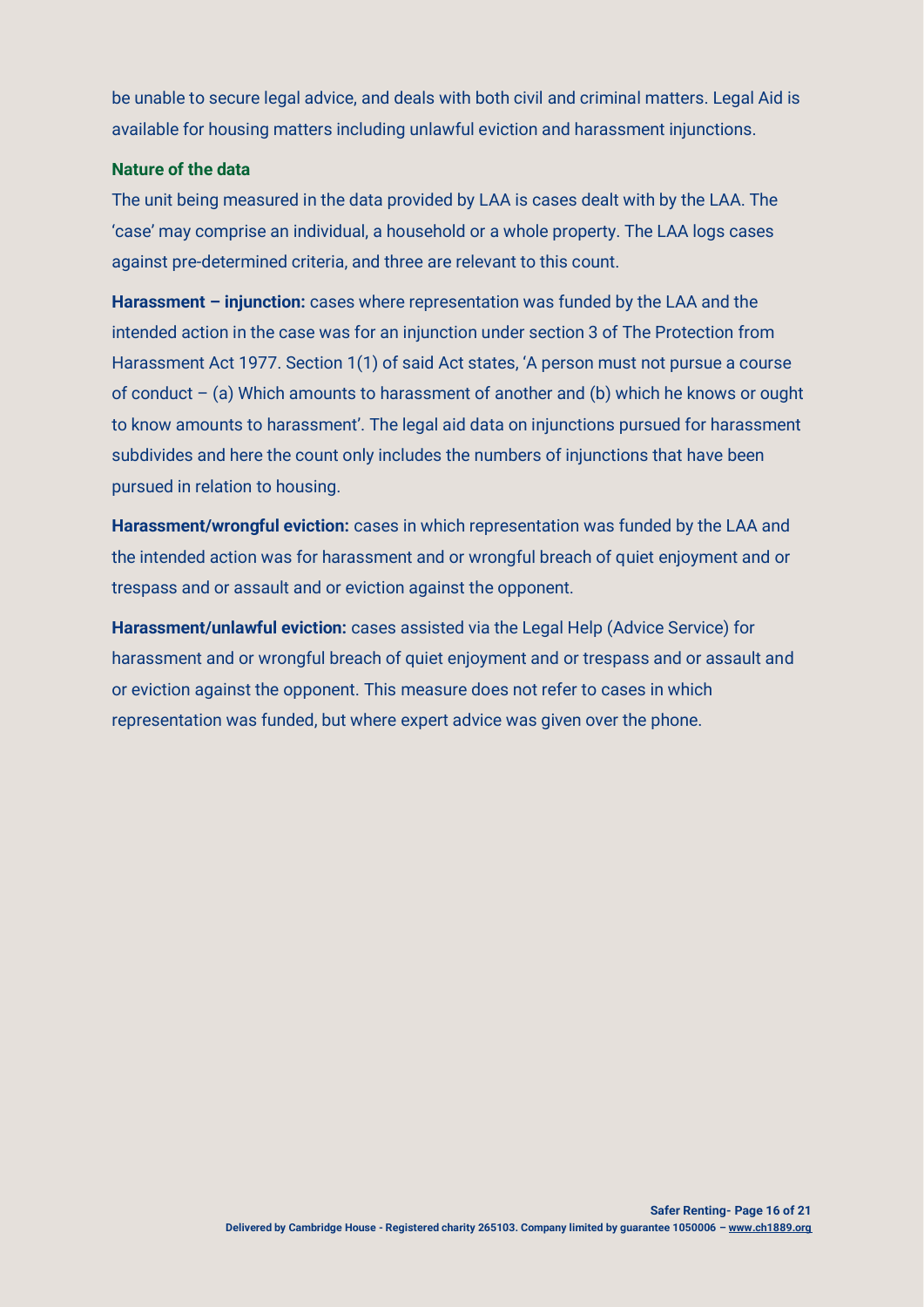be unable to secure legal advice, and deals with both civil and criminal matters. Legal Aid is available for housing matters including unlawful eviction and harassment injunctions.

### Nature of the data

The unit being measured in the data provided by LAA is cases dealt with by the LAA. The 'case' may comprise an individual, a household or a whole property. The LAA logs cases against pre-determined criteria, and three are relevant to this count.

**Harassment – injunction:** cases where representation was funded by the LAA and the intended action in the case was for an injunction under section 3 of The Protection from Harassment Act 1977. Section 1(1) of said Act states, 'A person must not pursue a course of conduct – (a) Which amounts to harassment of another and (b) which he knows or ought to know amounts to harassment'. The legal aid data on injunctions pursued for harassment subdivides and here the count only includes the numbers of injunctions that have been pursued in relation to housing.

**Harassment/wrongful eviction:** cases in which representation was funded by the LAA and the intended action was for harassment and or wrongful breach of quiet enjoyment and or trespass and or assault and or eviction against the opponent.

**Harassment/unlawful eviction:** cases assisted via the Legal Help (Advice Service) for harassment and or wrongful breach of quiet enjoyment and or trespass and or assault and or eviction against the opponent. This measure does not refer to cases in which representation was funded, but where expert advice was given over the phone.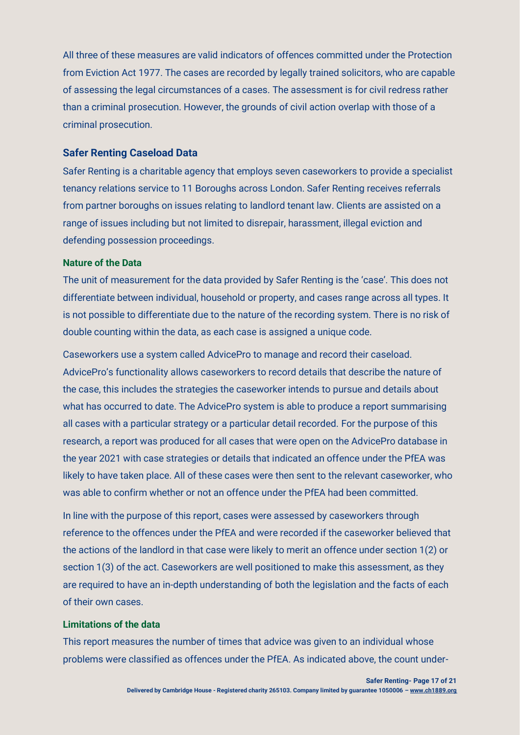All three of these measures are valid indicators of offences committed under the Protection from Eviction Act 1977. The cases are recorded by legally trained solicitors, who are capable of assessing the legal circumstances of a cases. The assessment is for civil redress rather than a criminal prosecution. However, the grounds of civil action overlap with those of a criminal prosecution.

## Safer Renting Caseload Data

Safer Renting is a charitable agency that employs seven caseworkers to provide a specialist tenancy relations service to 11 Boroughs across London. Safer Renting receives referrals from partner boroughs on issues relating to landlord tenant law. Clients are assisted on a range of issues including but not limited to disrepair, harassment, illegal eviction and defending possession proceedings.

### Nature of the Data

The unit of measurement for the data provided by Safer Renting is the 'case'. This does not differentiate between individual, household or property, and cases range across all types. It is not possible to differentiate due to the nature of the recording system. There is no risk of double counting within the data, as each case is assigned a unique code.

Caseworkers use a system called AdvicePro to manage and record their caseload. AdvicePro's functionality allows caseworkers to record details that describe the nature of the case, this includes the strategies the caseworker intends to pursue and details about what has occurred to date. The AdvicePro system is able to produce a report summarising all cases with a particular strategy or a particular detail recorded. For the purpose of this research, a report was produced for all cases that were open on the AdvicePro database in the year 2021 with case strategies or details that indicated an offence under the PfEA was likely to have taken place. All of these cases were then sent to the relevant caseworker, who was able to confirm whether or not an offence under the PfEA had been committed.

In line with the purpose of this report, cases were assessed by caseworkers through reference to the offences under the PfEA and were recorded if the caseworker believed that the actions of the landlord in that case were likely to merit an offence under section 1(2) or section 1(3) of the act. Caseworkers are well positioned to make this assessment, as they are required to have an in-depth understanding of both the legislation and the facts of each of their own cases.

### Limitations of the data

This report measures the number of times that advice was given to an individual whose problems were classified as offences under the PfEA. As indicated above, the count under-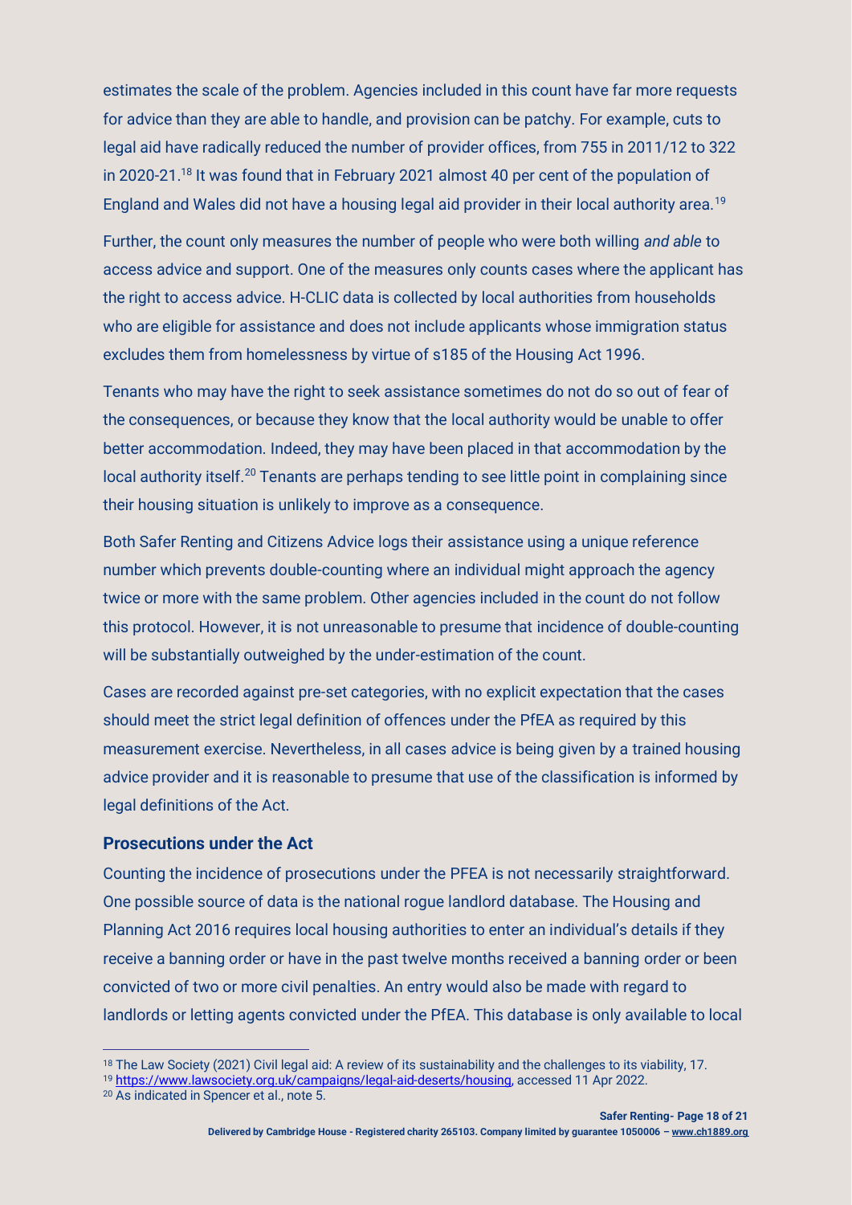estimates the scale of the problem. Agencies included in this count have far more requests for advice than they are able to handle, and provision can be patchy. For example, cuts to legal aid have radically reduced the number of provider offices, from 755 in 2011/12 to 322 in 2020-21.[18] It was found that in February 2021 almost 40 per cent of the population of England and Wales did not have a housing legal aid provider in their local authority area.[19]

Further, the count only measures the number of people who were both willing *and able* to access advice and support. One of the measures only counts cases where the applicant has the right to access advice. H-CLIC data is collected by local authorities from households who are eligible for assistance and does not include applicants whose immigration status excludes them from homelessness by virtue of s185 of the Housing Act 1996.

Tenants who may have the right to seek assistance sometimes do not do so out of fear of the consequences, or because they know that the local authority would be unable to offer better accommodation. Indeed, they may have been placed in that accommodation by the local authority itself.[20] Tenants are perhaps tending to see little point in complaining since their housing situation is unlikely to improve as a consequence.

Both Safer Renting and Citizens Advice logs their assistance using a unique reference number which prevents double-counting where an individual might approach the agency twice or more with the same problem. Other agencies included in the count do not follow this protocol. However, it is not unreasonable to presume that incidence of double-counting will be substantially outweighed by the under-estimation of the count.

Cases are recorded against pre-set categories, with no explicit expectation that the cases should meet the strict legal definition of offences under the PfEA as required by this measurement exercise. Nevertheless, in all cases advice is being given by a trained housing advice provider and it is reasonable to presume that use of the classification is informed by legal definitions of the Act.

### Prosecutions under the Act

Counting the incidence of prosecutions under the PFEA is not necessarily straightforward. One possible source of data is the national rogue landlord database. The Housing and Planning Act 2016 requires local housing authorities to enter an individual's details if they receive a banning order or have in the past twelve months received a banning order or been convicted of two or more civil penalties. An entry would also be made with regard to landlords or letting agents convicted under the PfEA. This database is only available to local

---

[18] The Law Society (2021) Civil legal aid: A review of its sustainability and the challenges to its viability, 17.

[19] https://www.lawsociety.org.uk/campaigns/legal-aid-deserts/housing, accessed 11 Apr 2022.

[20] As indicated in Spencer et al., note 5.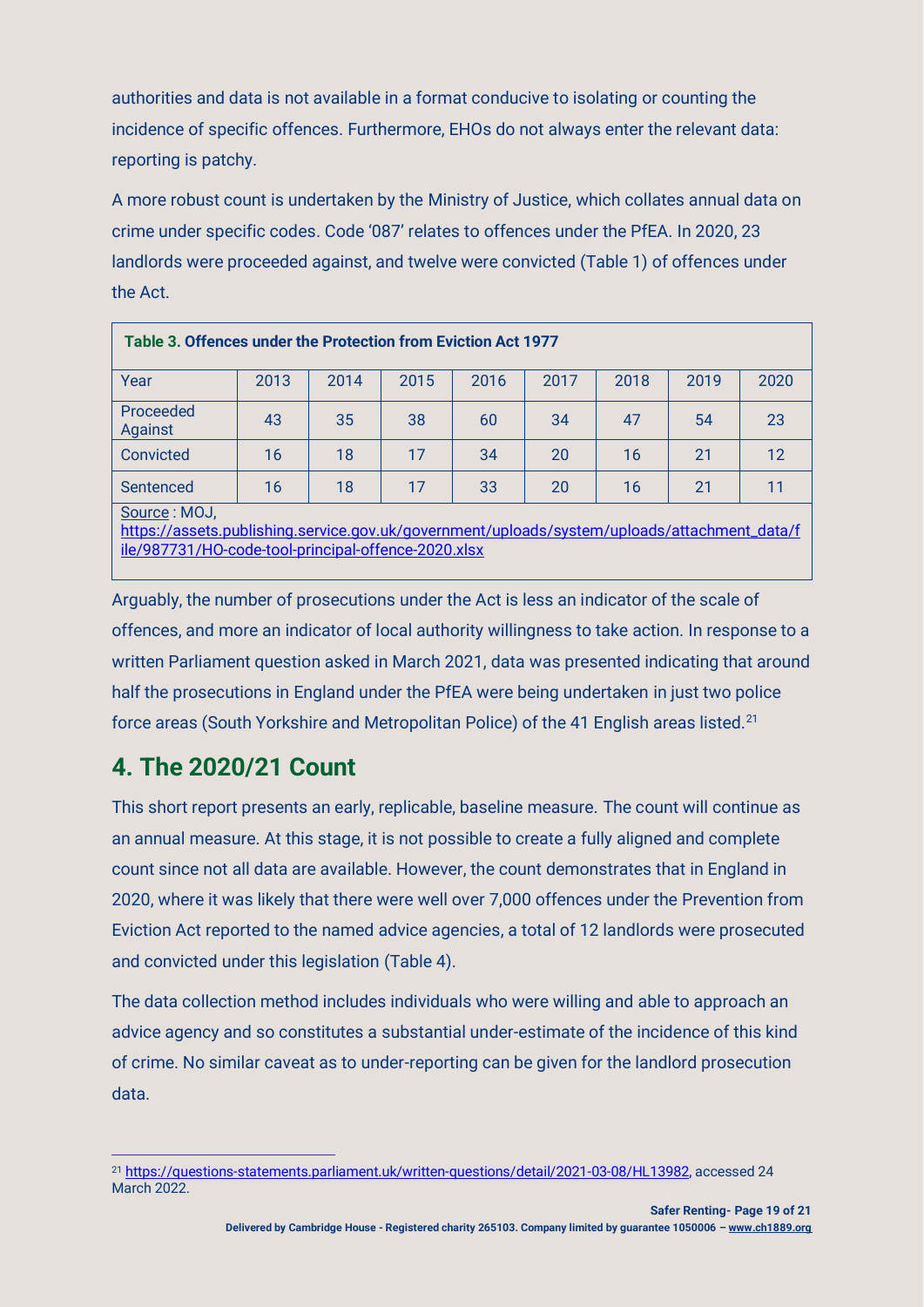authorities and data is not available in a format conducive to isolating or counting the incidence of specific offences. Furthermore, EHOs do not always enter the relevant data: reporting is patchy.

A more robust count is undertaken by the Ministry of Justice, which collates annual data on crime under specific codes. Code '087' relates to offences under the PfEA. In 2020, 23 landlords were proceeded against, and twelve were convicted (Table 1) of offences under the Act.

**Table 3. Offences under the Protection from Eviction Act 1977**

| Year | 2013 | 2014 | 2015 | 2016 | 2017 | 2018 | 2019 | 2020 |
|---|---|---|---|---|---|---|---|---|
| Proceeded Against | 43 | 35 | 38 | 60 | 34 | 47 | 54 | 23 |
| Convicted | 16 | 18 | 17 | 34 | 20 | 16 | 21 | 12 |
| Sentenced | 16 | 18 | 17 | 33 | 20 | 16 | 21 | 11 |

Source : MOJ, https://assets.publishing.service.gov.uk/government/uploads/system/uploads/attachment_data/file/987731/HO-code-tool-principal-offence-2020.xlsx

Arguably, the number of prosecutions under the Act is less an indicator of the scale of offences, and more an indicator of local authority willingness to take action. In response to a written Parliament question asked in March 2021, data was presented indicating that around half the prosecutions in England under the PfEA were being undertaken in just two police force areas (South Yorkshire and Metropolitan Police) of the 41 English areas listed.[21]

## 4. The 2020/21 Count

This short report presents an early, replicable, baseline measure. The count will continue as an annual measure. At this stage, it is not possible to create a fully aligned and complete count since not all data are available. However, the count demonstrates that in England in 2020, where it was likely that there were well over 7,000 offences under the Prevention from Eviction Act reported to the named advice agencies, a total of 12 landlords were prosecuted and convicted under this legislation (Table 4).

The data collection method includes individuals who were willing and able to approach an advice agency and so constitutes a substantial under-estimate of the incidence of this kind of crime. No similar caveat as to under-reporting can be given for the landlord prosecution data.

[21] https://questions-statements.parliament.uk/written-questions/detail/2021-03-08/HL13982, accessed 24 March 2022.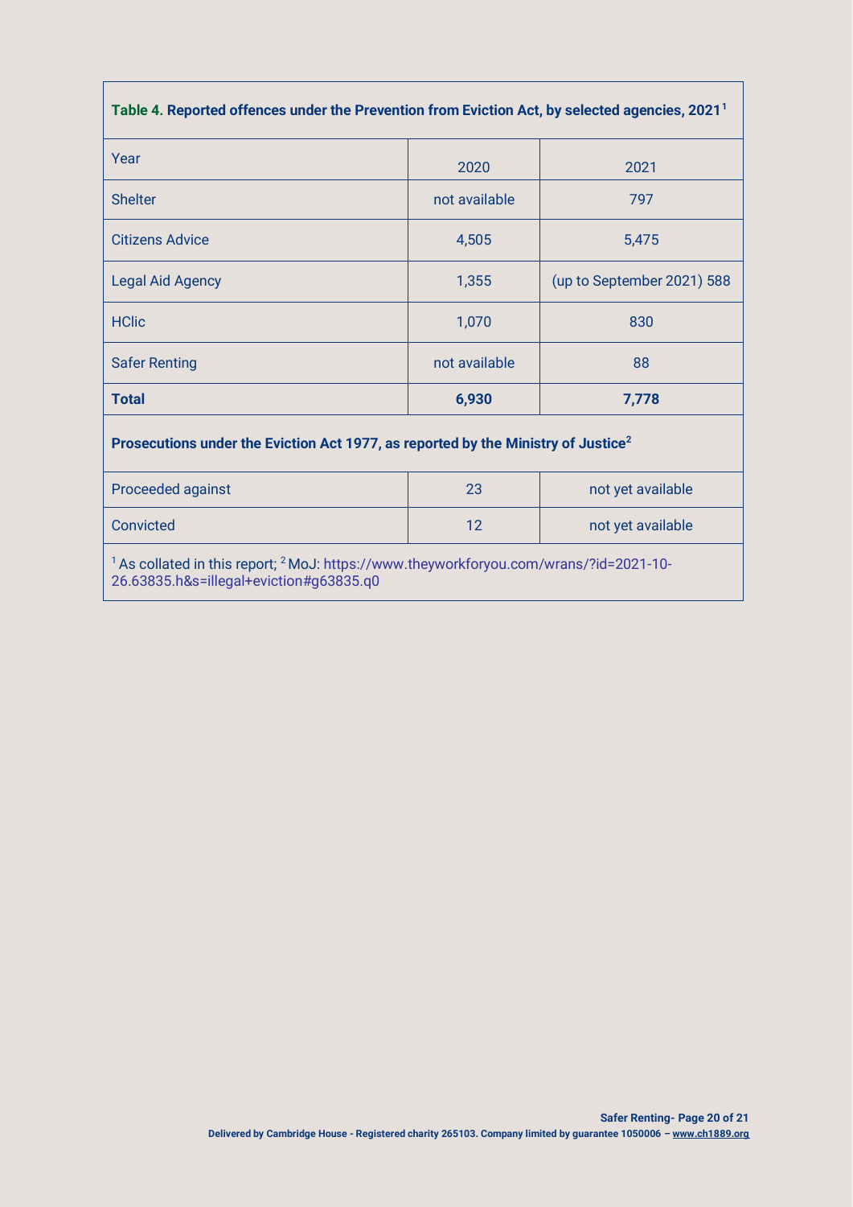| Table 4. Reported offences under the Prevention from Eviction Act, by selected agencies, 2021[1] | | |
|---|---|---|
| Year | 2020 | 2021 |
| Shelter | not available | 797 |
| Citizens Advice | 4,505 | 5,475 |
| Legal Aid Agency | 1,355 | (up to September 2021) 588 |
| HClic | 1,070 | 830 |
| Safer Renting | not available | 88 |
| **Total** | **6,930** | **7,778** |
| **Prosecutions under the Eviction Act 1977, as reported by the Ministry of Justice[2]** | | |
| Proceeded against | 23 | not yet available |
| Convicted | 12 | not yet available |

[1] As collated in this report; [2] MoJ: https://www.theyworkforyou.com/wrans/?id=2021-10-26.63835.h&s=illegal+eviction#g63835.q0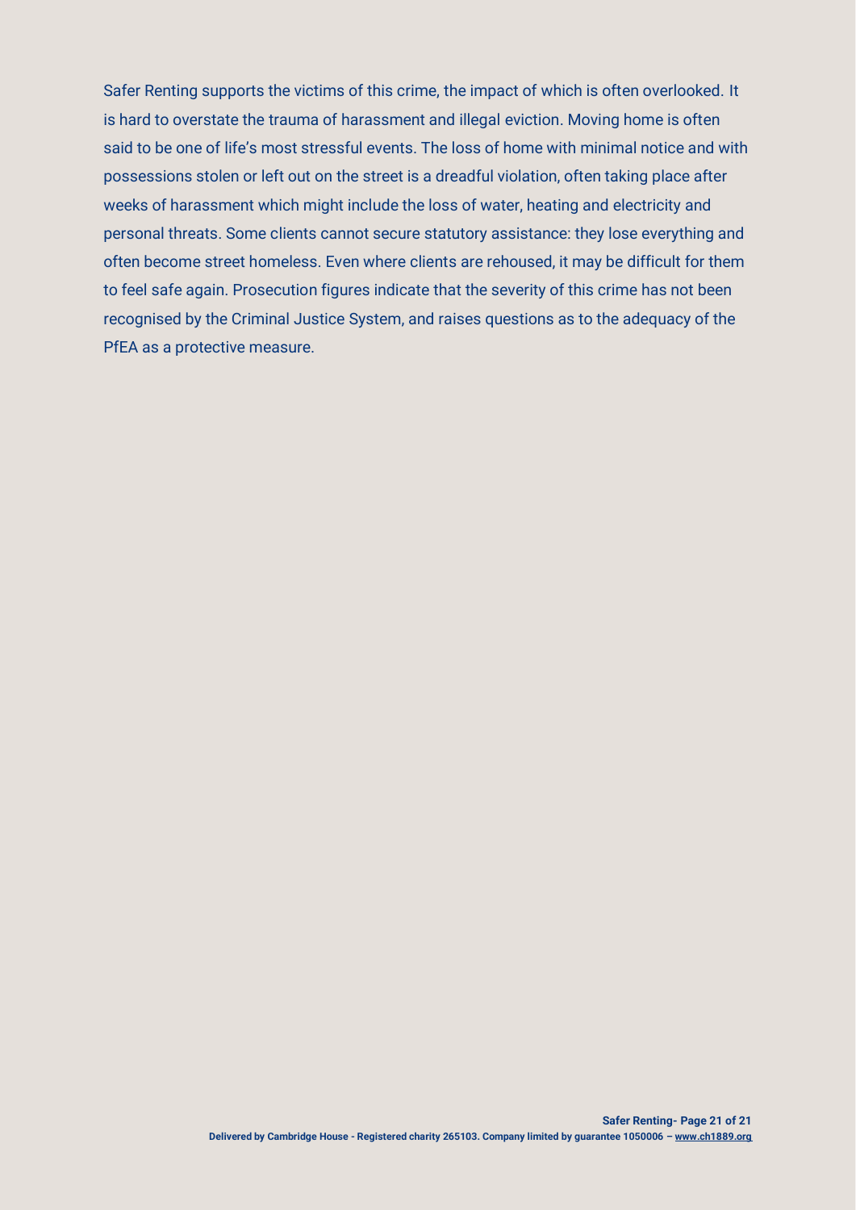Safer Renting supports the victims of this crime, the impact of which is often overlooked. It is hard to overstate the trauma of harassment and illegal eviction. Moving home is often said to be one of life's most stressful events. The loss of home with minimal notice and with possessions stolen or left out on the street is a dreadful violation, often taking place after weeks of harassment which might include the loss of water, heating and electricity and personal threats. Some clients cannot secure statutory assistance: they lose everything and often become street homeless. Even where clients are rehoused, it may be difficult for them to feel safe again. Prosecution figures indicate that the severity of this crime has not been recognised by the Criminal Justice System, and raises questions as to the adequacy of the PfEA as a protective measure.